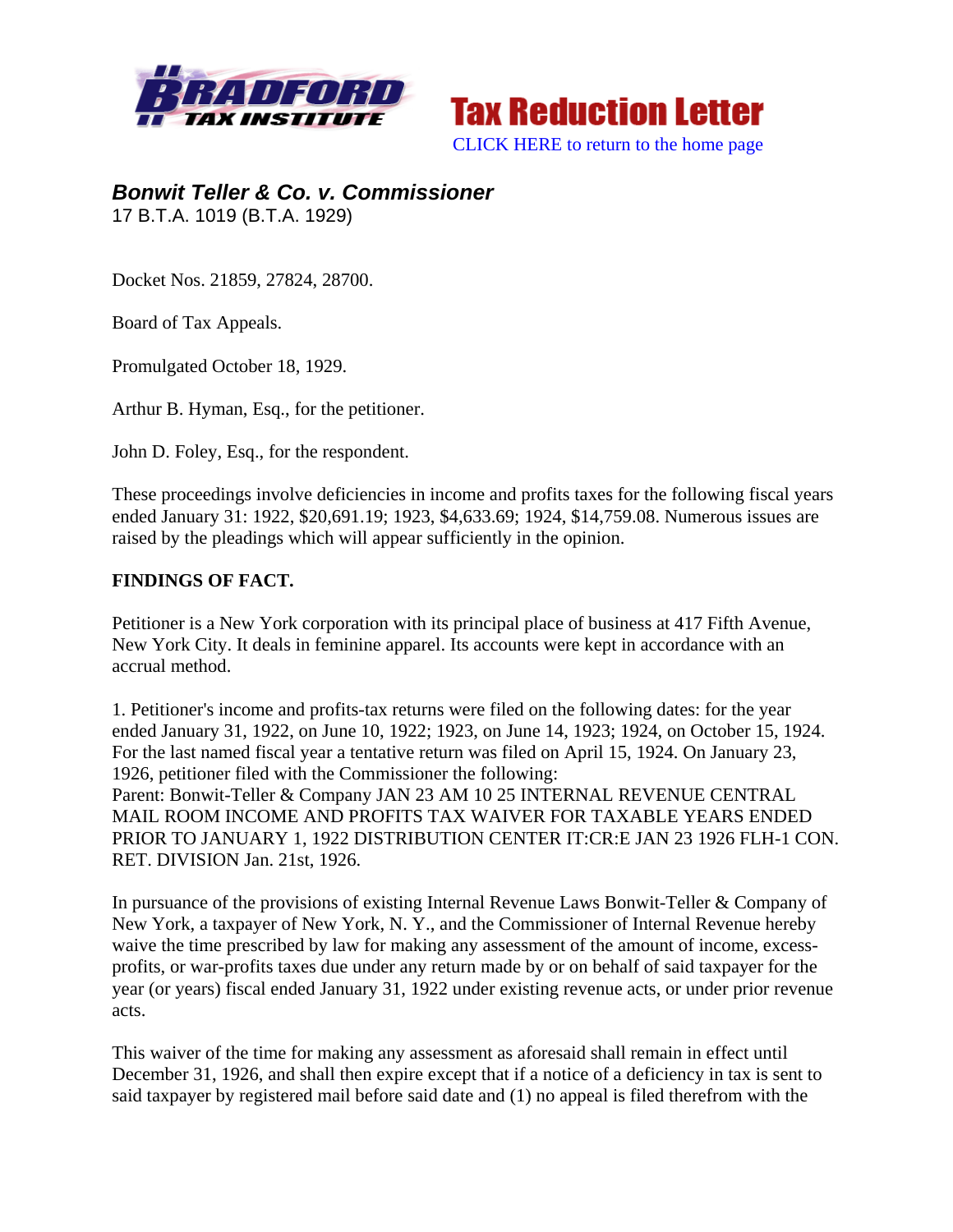# Bonwit Teller & Co. v. Commissioner

17 B.T.A. 1019 (B.T.A. 1929)

Docket Nos. 21859, 27824, 28700.

Board of Tax Appeals.

Promulgated October 18, 1929.

Arthur B. Hyman, Esq., for the petitioner.

John D. Foley, Esq., for the respondent.

These proceedings involve deficiencies in income and profits taxes for the following fiscal years ended January 31: 1922, $20,691.19; 1923, $4,633.69; 1924, $14,759.08. Numerous issues are raised by the pleadings which will appear sufficiently in the opinion.

**FINDINGS OF FACT.**

Petitioner is a New York corporation with its principal place of business at 417 Fifth Avenue, New York City. It deals in feminine apparel. Its accounts were kept in accordance with an accrual method.

1. Petitioner's income and profits-tax returns were filed on the following dates: for the year ended January 31, 1922, on June 10, 1922; 1923, on June 14, 1923; 1924, on October 15, 1924. For the last named fiscal year a tentative return was filed on April 15, 1924. On January 23, 1926, petitioner filed with the Commissioner the following:
Parent: Bonwit-Teller & Company JAN 23 AM 10 25 INTERNAL REVENUE CENTRAL MAIL ROOM INCOME AND PROFITS TAX WAIVER FOR TAXABLE YEARS ENDED PRIOR TO JANUARY 1, 1922 DISTRIBUTION CENTER IT:CR:E JAN 23 1926 FLH-1 CON. RET. DIVISION Jan. 21st, 1926.

In pursuance of the provisions of existing Internal Revenue Laws Bonwit-Teller & Company of New York, a taxpayer of New York, N. Y., and the Commissioner of Internal Revenue hereby waive the time prescribed by law for making any assessment of the amount of income, excess-profits, or war-profits taxes due under any return made by or on behalf of said taxpayer for the year (or years) fiscal ended January 31, 1922 under existing revenue acts, or under prior revenue acts.

This waiver of the time for making any assessment as aforesaid shall remain in effect until December 31, 1926, and shall then expire except that if a notice of a deficiency in tax is sent to said taxpayer by registered mail before said date and (1) no appeal is filed therefrom with the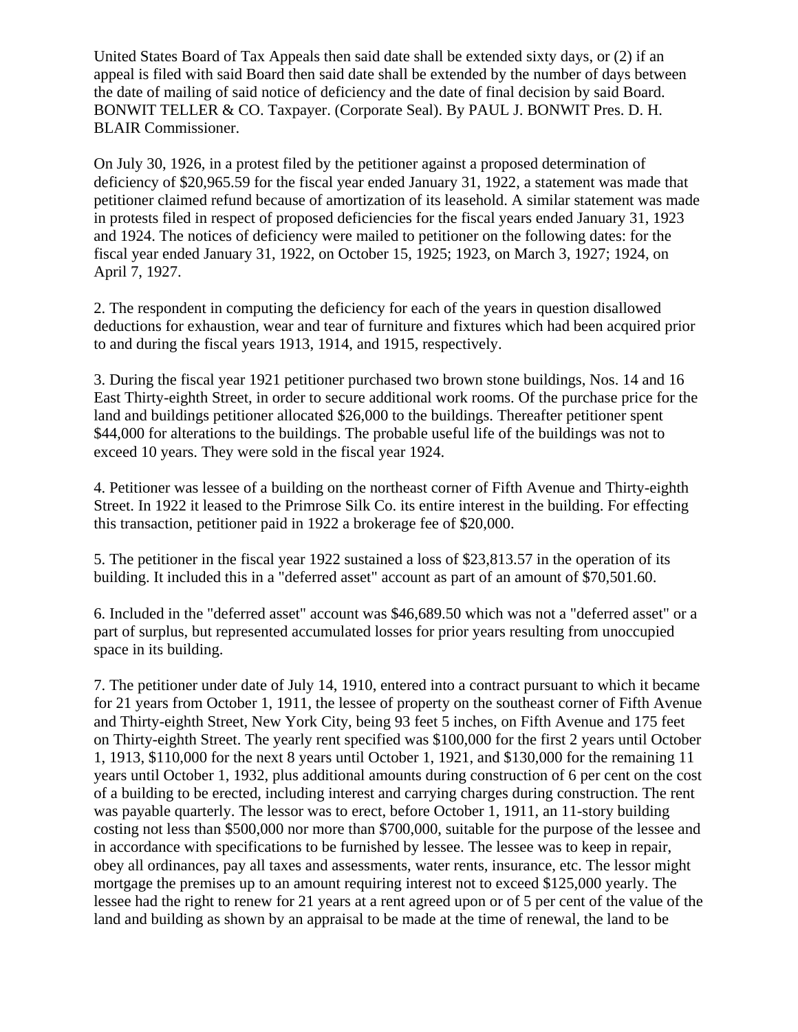United States Board of Tax Appeals then said date shall be extended sixty days, or (2) if an appeal is filed with said Board then said date shall be extended by the number of days between the date of mailing of said notice of deficiency and the date of final decision by said Board. BONWIT TELLER & CO. Taxpayer. (Corporate Seal). By PAUL J. BONWIT Pres. D. H. BLAIR Commissioner.

On July 30, 1926, in a protest filed by the petitioner against a proposed determination of deficiency of $20,965.59 for the fiscal year ended January 31, 1922, a statement was made that petitioner claimed refund because of amortization of its leasehold. A similar statement was made in protests filed in respect of proposed deficiencies for the fiscal years ended January 31, 1923 and 1924. The notices of deficiency were mailed to petitioner on the following dates: for the fiscal year ended January 31, 1922, on October 15, 1925; 1923, on March 3, 1927; 1924, on April 7, 1927.

2. The respondent in computing the deficiency for each of the years in question disallowed deductions for exhaustion, wear and tear of furniture and fixtures which had been acquired prior to and during the fiscal years 1913, 1914, and 1915, respectively.

3. During the fiscal year 1921 petitioner purchased two brown stone buildings, Nos. 14 and 16 East Thirty-eighth Street, in order to secure additional work rooms. Of the purchase price for the land and buildings petitioner allocated $26,000 to the buildings. Thereafter petitioner spent $44,000 for alterations to the buildings. The probable useful life of the buildings was not to exceed 10 years. They were sold in the fiscal year 1924.

4. Petitioner was lessee of a building on the northeast corner of Fifth Avenue and Thirty-eighth Street. In 1922 it leased to the Primrose Silk Co. its entire interest in the building. For effecting this transaction, petitioner paid in 1922 a brokerage fee of $20,000.

5. The petitioner in the fiscal year 1922 sustained a loss of $23,813.57 in the operation of its building. It included this in a "deferred asset" account as part of an amount of $70,501.60.

6. Included in the "deferred asset" account was $46,689.50 which was not a "deferred asset" or a part of surplus, but represented accumulated losses for prior years resulting from unoccupied space in its building.

7. The petitioner under date of July 14, 1910, entered into a contract pursuant to which it became for 21 years from October 1, 1911, the lessee of property on the southeast corner of Fifth Avenue and Thirty-eighth Street, New York City, being 93 feet 5 inches, on Fifth Avenue and 175 feet on Thirty-eighth Street. The yearly rent specified was $100,000 for the first 2 years until October 1, 1913, $110,000 for the next 8 years until October 1, 1921, and $130,000 for the remaining 11 years until October 1, 1932, plus additional amounts during construction of 6 per cent on the cost of a building to be erected, including interest and carrying charges during construction. The rent was payable quarterly. The lessor was to erect, before October 1, 1911, an 11-story building costing not less than $500,000 nor more than $700,000, suitable for the purpose of the lessee and in accordance with specifications to be furnished by lessee. The lessee was to keep in repair, obey all ordinances, pay all taxes and assessments, water rents, insurance, etc. The lessor might mortgage the premises up to an amount requiring interest not to exceed $125,000 yearly. The lessee had the right to renew for 21 years at a rent agreed upon or of 5 per cent of the value of the land and building as shown by an appraisal to be made at the time of renewal, the land to be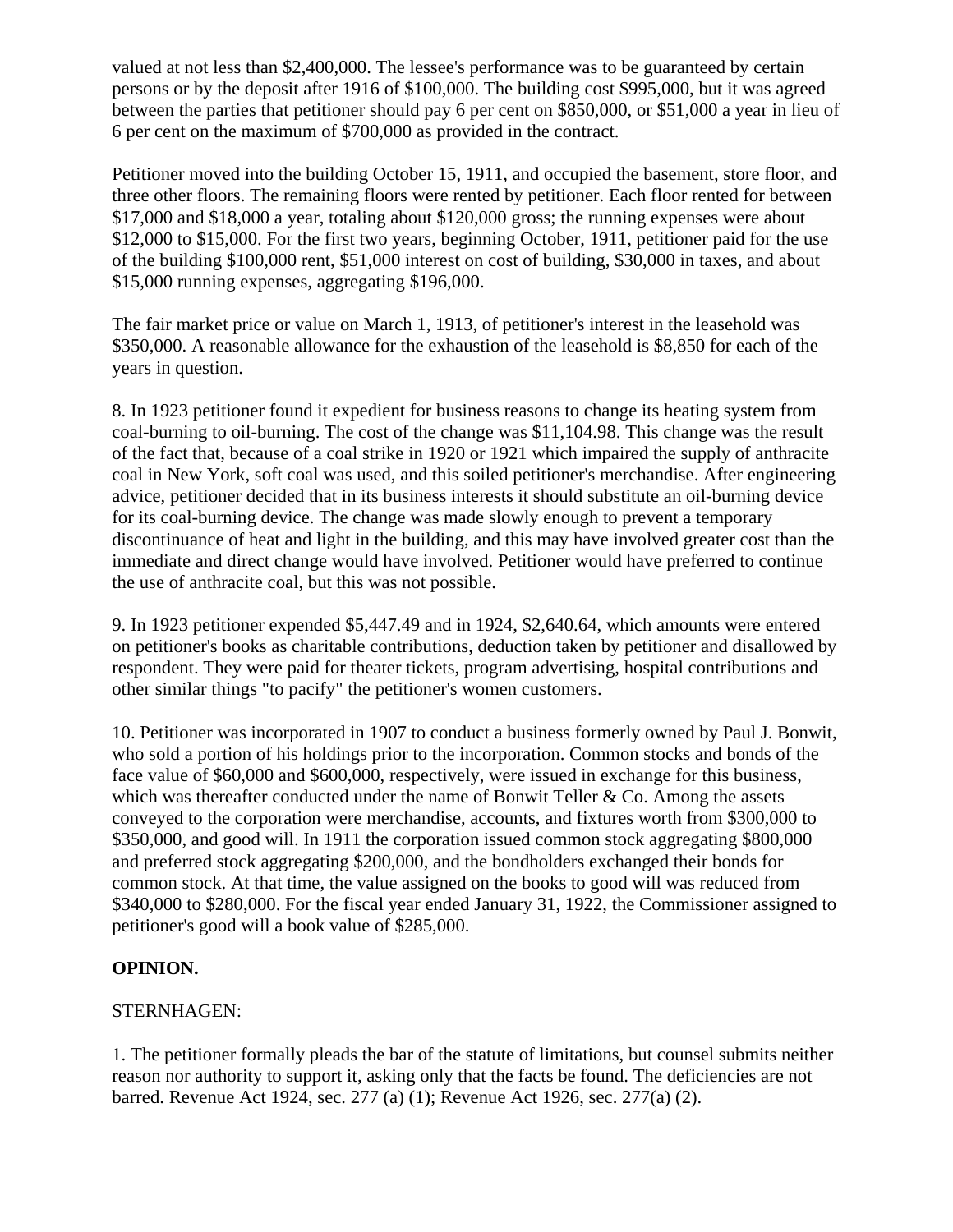valued at not less than $2,400,000. The lessee's performance was to be guaranteed by certain persons or by the deposit after 1916 of $100,000. The building cost $995,000, but it was agreed between the parties that petitioner should pay 6 per cent on $850,000, or $51,000 a year in lieu of 6 per cent on the maximum of $700,000 as provided in the contract.

Petitioner moved into the building October 15, 1911, and occupied the basement, store floor, and three other floors. The remaining floors were rented by petitioner. Each floor rented for between $17,000 and $18,000 a year, totaling about $120,000 gross; the running expenses were about $12,000 to $15,000. For the first two years, beginning October, 1911, petitioner paid for the use of the building $100,000 rent, $51,000 interest on cost of building, $30,000 in taxes, and about $15,000 running expenses, aggregating $196,000.

The fair market price or value on March 1, 1913, of petitioner's interest in the leasehold was $350,000. A reasonable allowance for the exhaustion of the leasehold is $8,850 for each of the years in question.

8. In 1923 petitioner found it expedient for business reasons to change its heating system from coal-burning to oil-burning. The cost of the change was $11,104.98. This change was the result of the fact that, because of a coal strike in 1920 or 1921 which impaired the supply of anthracite coal in New York, soft coal was used, and this soiled petitioner's merchandise. After engineering advice, petitioner decided that in its business interests it should substitute an oil-burning device for its coal-burning device. The change was made slowly enough to prevent a temporary discontinuance of heat and light in the building, and this may have involved greater cost than the immediate and direct change would have involved. Petitioner would have preferred to continue the use of anthracite coal, but this was not possible.

9. In 1923 petitioner expended $5,447.49 and in 1924, $2,640.64, which amounts were entered on petitioner's books as charitable contributions, deduction taken by petitioner and disallowed by respondent. They were paid for theater tickets, program advertising, hospital contributions and other similar things "to pacify" the petitioner's women customers.

10. Petitioner was incorporated in 1907 to conduct a business formerly owned by Paul J. Bonwit, who sold a portion of his holdings prior to the incorporation. Common stocks and bonds of the face value of $60,000 and $600,000, respectively, were issued in exchange for this business, which was thereafter conducted under the name of Bonwit Teller & Co. Among the assets conveyed to the corporation were merchandise, accounts, and fixtures worth from $300,000 to $350,000, and good will. In 1911 the corporation issued common stock aggregating $800,000 and preferred stock aggregating $200,000, and the bondholders exchanged their bonds for common stock. At that time, the value assigned on the books to good will was reduced from $340,000 to $280,000. For the fiscal year ended January 31, 1922, the Commissioner assigned to petitioner's good will a book value of $285,000.

**OPINION.**

STERNHAGEN:

1. The petitioner formally pleads the bar of the statute of limitations, but counsel submits neither reason nor authority to support it, asking only that the facts be found. The deficiencies are not barred. Revenue Act 1924, sec. 277 (a) (1); Revenue Act 1926, sec. 277(a) (2).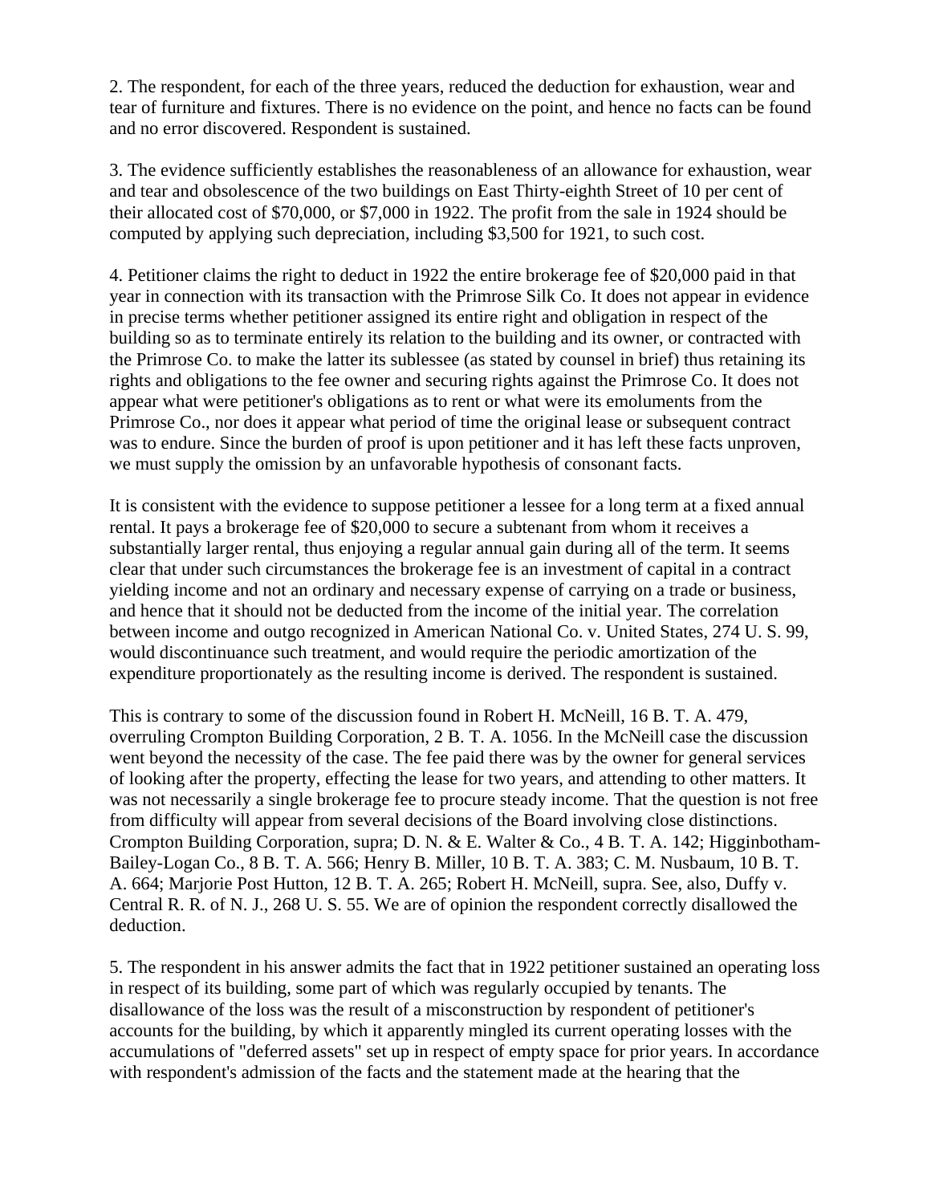2. The respondent, for each of the three years, reduced the deduction for exhaustion, wear and tear of furniture and fixtures. There is no evidence on the point, and hence no facts can be found and no error discovered. Respondent is sustained.

3. The evidence sufficiently establishes the reasonableness of an allowance for exhaustion, wear and tear and obsolescence of the two buildings on East Thirty-eighth Street of 10 per cent of their allocated cost of $70,000, or $7,000 in 1922. The profit from the sale in 1924 should be computed by applying such depreciation, including $3,500 for 1921, to such cost.

4. Petitioner claims the right to deduct in 1922 the entire brokerage fee of $20,000 paid in that year in connection with its transaction with the Primrose Silk Co. It does not appear in evidence in precise terms whether petitioner assigned its entire right and obligation in respect of the building so as to terminate entirely its relation to the building and its owner, or contracted with the Primrose Co. to make the latter its sublessee (as stated by counsel in brief) thus retaining its rights and obligations to the fee owner and securing rights against the Primrose Co. It does not appear what were petitioner's obligations as to rent or what were its emoluments from the Primrose Co., nor does it appear what period of time the original lease or subsequent contract was to endure. Since the burden of proof is upon petitioner and it has left these facts unproven, we must supply the omission by an unfavorable hypothesis of consonant facts.

It is consistent with the evidence to suppose petitioner a lessee for a long term at a fixed annual rental. It pays a brokerage fee of $20,000 to secure a subtenant from whom it receives a substantially larger rental, thus enjoying a regular annual gain during all of the term. It seems clear that under such circumstances the brokerage fee is an investment of capital in a contract yielding income and not an ordinary and necessary expense of carrying on a trade or business, and hence that it should not be deducted from the income of the initial year. The correlation between income and outgo recognized in American National Co. v. United States, 274 U. S. 99, would discontinuance such treatment, and would require the periodic amortization of the expenditure proportionately as the resulting income is derived. The respondent is sustained.

This is contrary to some of the discussion found in Robert H. McNeill, 16 B. T. A. 479, overruling Crompton Building Corporation, 2 B. T. A. 1056. In the McNeill case the discussion went beyond the necessity of the case. The fee paid there was by the owner for general services of looking after the property, effecting the lease for two years, and attending to other matters. It was not necessarily a single brokerage fee to procure steady income. That the question is not free from difficulty will appear from several decisions of the Board involving close distinctions. Crompton Building Corporation, supra; D. N. & E. Walter & Co., 4 B. T. A. 142; Higginbotham-Bailey-Logan Co., 8 B. T. A. 566; Henry B. Miller, 10 B. T. A. 383; C. M. Nusbaum, 10 B. T. A. 664; Marjorie Post Hutton, 12 B. T. A. 265; Robert H. McNeill, supra. See, also, Duffy v. Central R. R. of N. J., 268 U. S. 55. We are of opinion the respondent correctly disallowed the deduction.

5. The respondent in his answer admits the fact that in 1922 petitioner sustained an operating loss in respect of its building, some part of which was regularly occupied by tenants. The disallowance of the loss was the result of a misconstruction by respondent of petitioner's accounts for the building, by which it apparently mingled its current operating losses with the accumulations of "deferred assets" set up in respect of empty space for prior years. In accordance with respondent's admission of the facts and the statement made at the hearing that the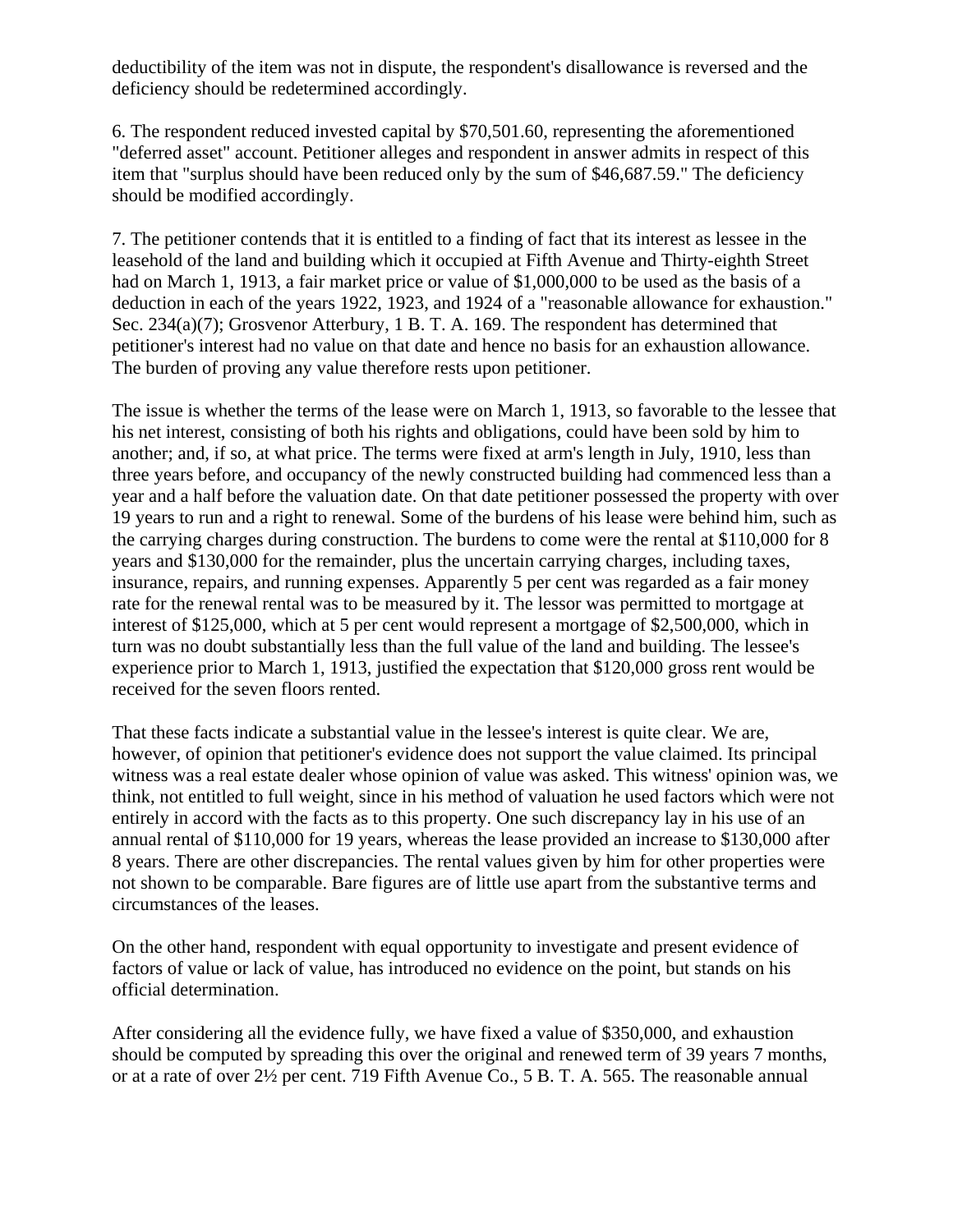deductibility of the item was not in dispute, the respondent's disallowance is reversed and the deficiency should be redetermined accordingly.

6. The respondent reduced invested capital by $70,501.60, representing the aforementioned "deferred asset" account. Petitioner alleges and respondent in answer admits in respect of this item that "surplus should have been reduced only by the sum of $46,687.59." The deficiency should be modified accordingly.

7. The petitioner contends that it is entitled to a finding of fact that its interest as lessee in the leasehold of the land and building which it occupied at Fifth Avenue and Thirty-eighth Street had on March 1, 1913, a fair market price or value of $1,000,000 to be used as the basis of a deduction in each of the years 1922, 1923, and 1924 of a "reasonable allowance for exhaustion." Sec. 234(a)(7); Grosvenor Atterbury, 1 B. T. A. 169. The respondent has determined that petitioner's interest had no value on that date and hence no basis for an exhaustion allowance. The burden of proving any value therefore rests upon petitioner.

The issue is whether the terms of the lease were on March 1, 1913, so favorable to the lessee that his net interest, consisting of both his rights and obligations, could have been sold by him to another; and, if so, at what price. The terms were fixed at arm's length in July, 1910, less than three years before, and occupancy of the newly constructed building had commenced less than a year and a half before the valuation date. On that date petitioner possessed the property with over 19 years to run and a right to renewal. Some of the burdens of his lease were behind him, such as the carrying charges during construction. The burdens to come were the rental at $110,000 for 8 years and $130,000 for the remainder, plus the uncertain carrying charges, including taxes, insurance, repairs, and running expenses. Apparently 5 per cent was regarded as a fair money rate for the renewal rental was to be measured by it. The lessor was permitted to mortgage at interest of $125,000, which at 5 per cent would represent a mortgage of $2,500,000, which in turn was no doubt substantially less than the full value of the land and building. The lessee's experience prior to March 1, 1913, justified the expectation that $120,000 gross rent would be received for the seven floors rented.

That these facts indicate a substantial value in the lessee's interest is quite clear. We are, however, of opinion that petitioner's evidence does not support the value claimed. Its principal witness was a real estate dealer whose opinion of value was asked. This witness' opinion was, we think, not entitled to full weight, since in his method of valuation he used factors which were not entirely in accord with the facts as to this property. One such discrepancy lay in his use of an annual rental of $110,000 for 19 years, whereas the lease provided an increase to $130,000 after 8 years. There are other discrepancies. The rental values given by him for other properties were not shown to be comparable. Bare figures are of little use apart from the substantive terms and circumstances of the leases.

On the other hand, respondent with equal opportunity to investigate and present evidence of factors of value or lack of value, has introduced no evidence on the point, but stands on his official determination.

After considering all the evidence fully, we have fixed a value of $350,000, and exhaustion should be computed by spreading this over the original and renewed term of 39 years 7 months, or at a rate of over 2½ per cent. 719 Fifth Avenue Co., 5 B. T. A. 565. The reasonable annual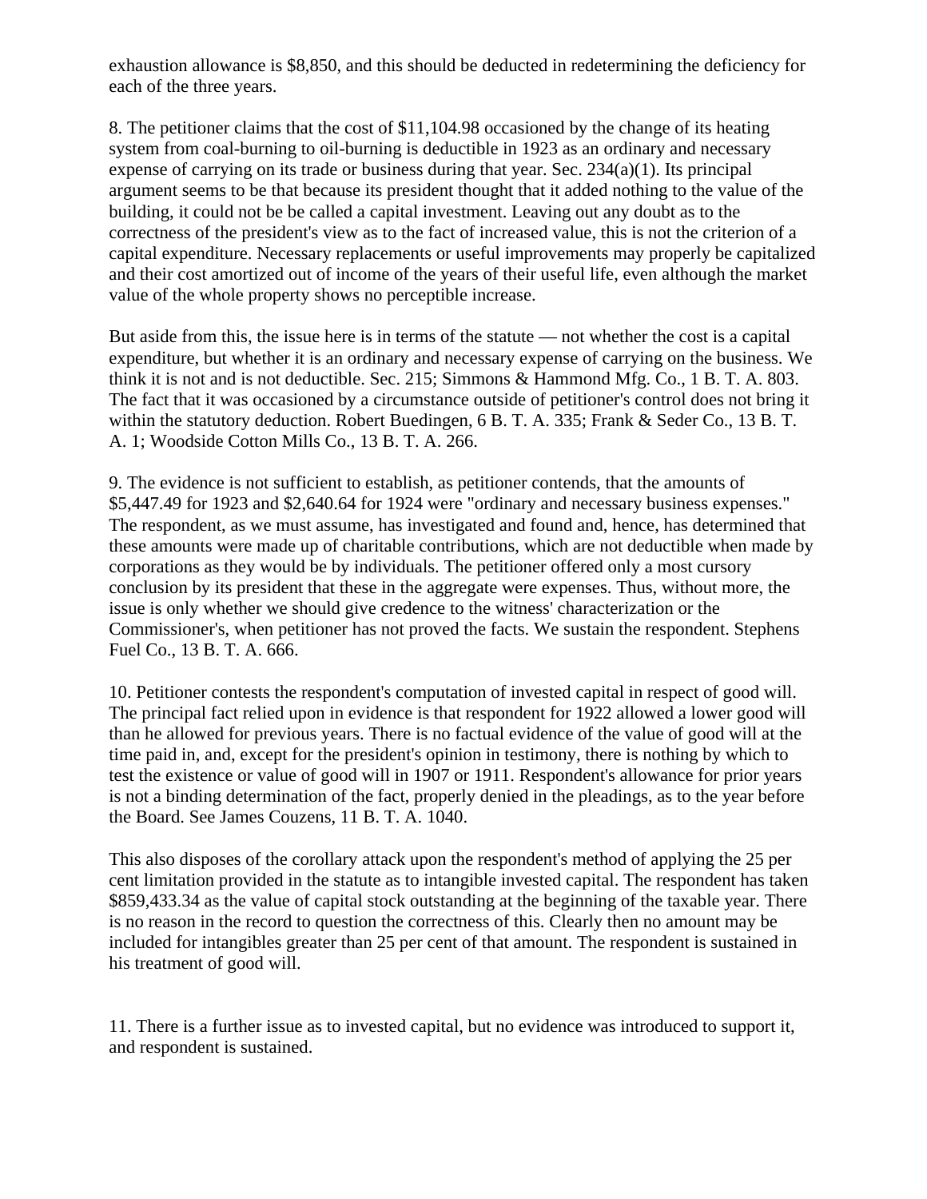exhaustion allowance is $8,850, and this should be deducted in redetermining the deficiency for each of the three years.

8. The petitioner claims that the cost of $11,104.98 occasioned by the change of its heating system from coal-burning to oil-burning is deductible in 1923 as an ordinary and necessary expense of carrying on its trade or business during that year. Sec. 234(a)(1). Its principal argument seems to be that because its president thought that it added nothing to the value of the building, it could not be be called a capital investment. Leaving out any doubt as to the correctness of the president's view as to the fact of increased value, this is not the criterion of a capital expenditure. Necessary replacements or useful improvements may properly be capitalized and their cost amortized out of income of the years of their useful life, even although the market value of the whole property shows no perceptible increase.

But aside from this, the issue here is in terms of the statute — not whether the cost is a capital expenditure, but whether it is an ordinary and necessary expense of carrying on the business. We think it is not and is not deductible. Sec. 215; Simmons & Hammond Mfg. Co., 1 B. T. A. 803. The fact that it was occasioned by a circumstance outside of petitioner's control does not bring it within the statutory deduction. Robert Buedingen, 6 B. T. A. 335; Frank & Seder Co., 13 B. T. A. 1; Woodside Cotton Mills Co., 13 B. T. A. 266.

9. The evidence is not sufficient to establish, as petitioner contends, that the amounts of $5,447.49 for 1923 and $2,640.64 for 1924 were "ordinary and necessary business expenses." The respondent, as we must assume, has investigated and found and, hence, has determined that these amounts were made up of charitable contributions, which are not deductible when made by corporations as they would be by individuals. The petitioner offered only a most cursory conclusion by its president that these in the aggregate were expenses. Thus, without more, the issue is only whether we should give credence to the witness' characterization or the Commissioner's, when petitioner has not proved the facts. We sustain the respondent. Stephens Fuel Co., 13 B. T. A. 666.

10. Petitioner contests the respondent's computation of invested capital in respect of good will. The principal fact relied upon in evidence is that respondent for 1922 allowed a lower good will than he allowed for previous years. There is no factual evidence of the value of good will at the time paid in, and, except for the president's opinion in testimony, there is nothing by which to test the existence or value of good will in 1907 or 1911. Respondent's allowance for prior years is not a binding determination of the fact, properly denied in the pleadings, as to the year before the Board. See James Couzens, 11 B. T. A. 1040.

This also disposes of the corollary attack upon the respondent's method of applying the 25 per cent limitation provided in the statute as to intangible invested capital. The respondent has taken $859,433.34 as the value of capital stock outstanding at the beginning of the taxable year. There is no reason in the record to question the correctness of this. Clearly then no amount may be included for intangibles greater than 25 per cent of that amount. The respondent is sustained in his treatment of good will.

11. There is a further issue as to invested capital, but no evidence was introduced to support it, and respondent is sustained.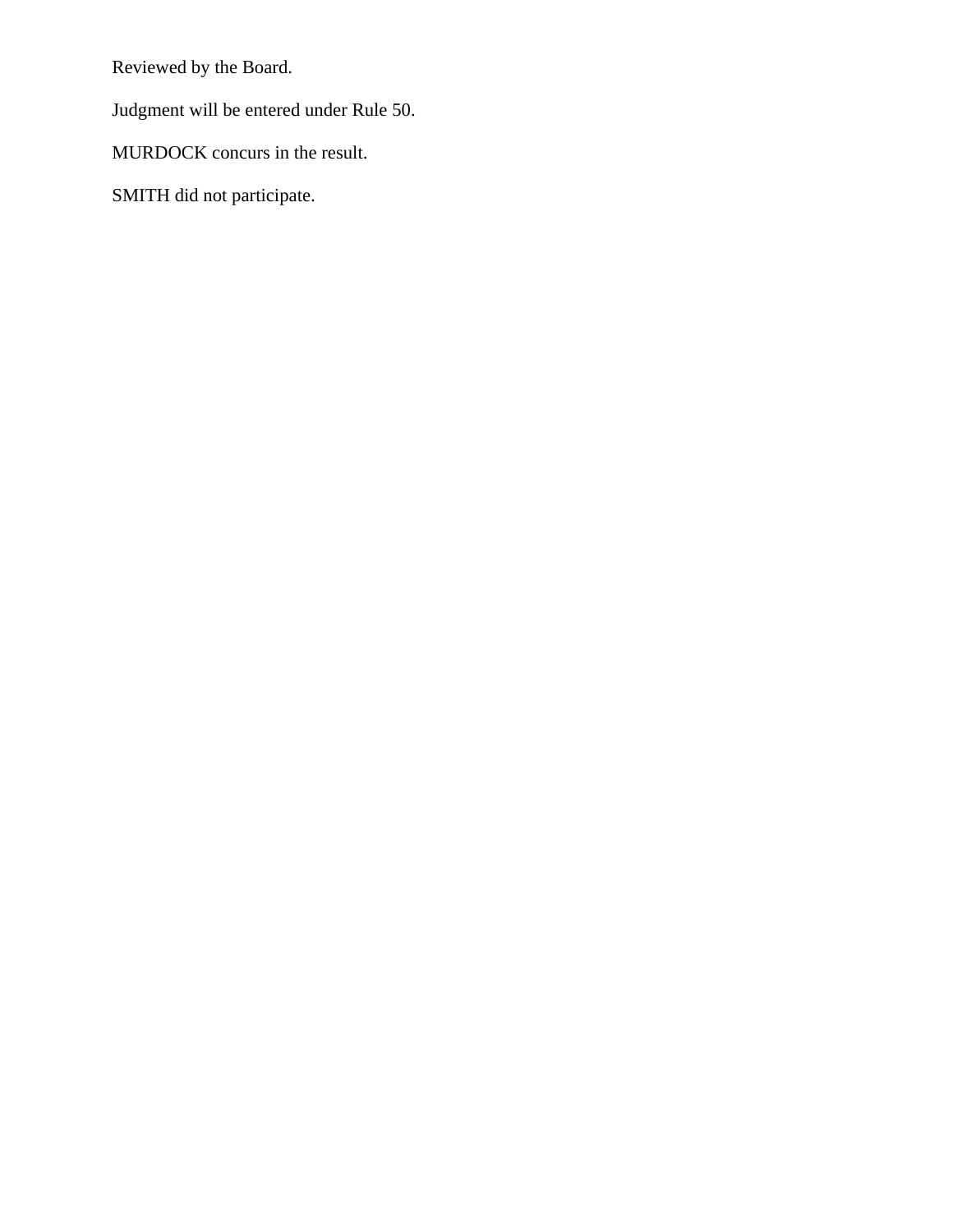Reviewed by the Board.

Judgment will be entered under Rule 50.

MURDOCK concurs in the result.

SMITH did not participate.